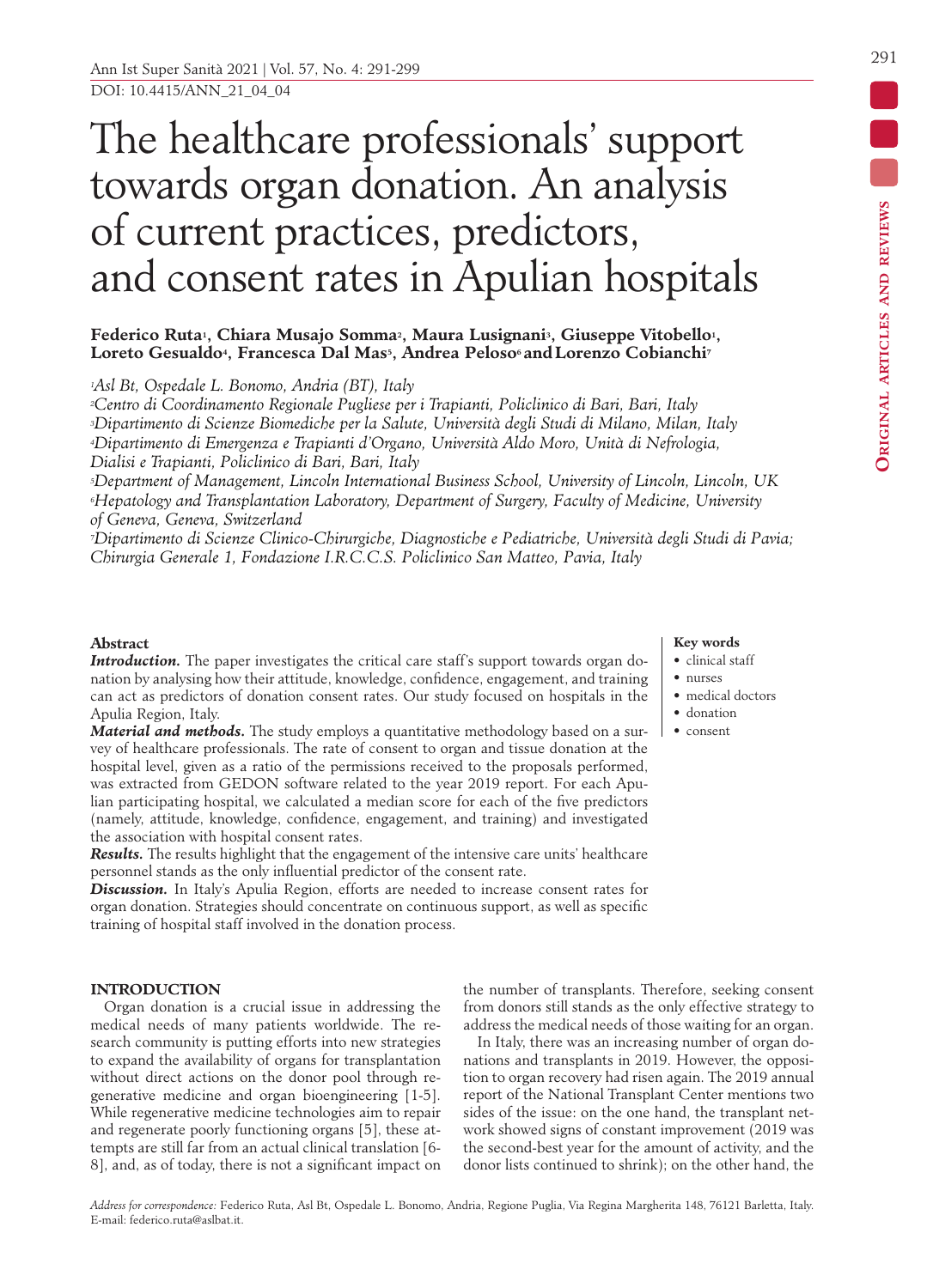DOI: 10.4415/ANN_21_04_04

# The healthcare professionals' support towards organ donation. An analysis of current practices, predictors, and consent rates in Apulian hospitals

**Federico Ruta[1], Chiara Musajo Somma[2], Maura Lusignani[3], Giuseppe Vitobello[1], Loreto Gesualdo[4], Francesca Dal Mas[5], Andrea Peloso[6] and Lorenzo Cobianchi[7]**

*[1]Asl Bt, Ospedale L. Bonomo, Andria (BT), Italy*
*[2]Centro di Coordinamento Regionale Pugliese per i Trapianti, Policlinico di Bari, Bari, Italy*
*[3]Dipartimento di Scienze Biomediche per la Salute, Università degli Studi di Milano, Milan, Italy*
*[4]Dipartimento di Emergenza e Trapianti d'Organo, Università Aldo Moro, Unità di Nefrologia, Dialisi e Trapianti, Policlinico di Bari, Bari, Italy*
*[5]Department of Management, Lincoln International Business School, University of Lincoln, Lincoln, UK*
*[6]Hepatology and Transplantation Laboratory, Department of Surgery, Faculty of Medicine, University of Geneva, Geneva, Switzerland*
*[7]Dipartimento di Scienze Clinico-Chirurgiche, Diagnostiche e Pediatriche, Università degli Studi di Pavia; Chirurgia Generale 1, Fondazione I.R.C.C.S. Policlinico San Matteo, Pavia, Italy*

**Original articles and reviews**

## Abstract

***Introduction.*** The paper investigates the critical care staff's support towards organ donation by analysing how their attitude, knowledge, confidence, engagement, and training can act as predictors of donation consent rates. Our study focused on hospitals in the Apulia Region, Italy.

***Material and methods.*** The study employs a quantitative methodology based on a survey of healthcare professionals. The rate of consent to organ and tissue donation at the hospital level, given as a ratio of the permissions received to the proposals performed, was extracted from GEDON software related to the year 2019 report. For each Apulian participating hospital, we calculated a median score for each of the five predictors (namely, attitude, knowledge, confidence, engagement, and training) and investigated the association with hospital consent rates.

***Results.*** The results highlight that the engagement of the intensive care units' healthcare personnel stands as the only influential predictor of the consent rate.

***Discussion.*** In Italy's Apulia Region, efforts are needed to increase consent rates for organ donation. Strategies should concentrate on continuous support, as well as specific training of hospital staff involved in the donation process.

**Key words**

- clinical staff
- nurses
- medical doctors
- donation
- consent

## INTRODUCTION

Organ donation is a crucial issue in addressing the medical needs of many patients worldwide. The research community is putting efforts into new strategies to expand the availability of organs for transplantation without direct actions on the donor pool through regenerative medicine and organ bioengineering [1-5]. While regenerative medicine technologies aim to repair and regenerate poorly functioning organs [5], these attempts are still far from an actual clinical translation [6-8], and, as of today, there is not a significant impact on the number of transplants. Therefore, seeking consent from donors still stands as the only effective strategy to address the medical needs of those waiting for an organ.

In Italy, there was an increasing number of organ donations and transplants in 2019. However, the opposition to organ recovery had risen again. The 2019 annual report of the National Transplant Center mentions two sides of the issue: on the one hand, the transplant network showed signs of constant improvement (2019 was the second-best year for the amount of activity, and the donor lists continued to shrink); on the other hand, the

*Address for correspondence:* Federico Ruta, Asl Bt, Ospedale L. Bonomo, Andria, Regione Puglia, Via Regina Margherita 148, 76121 Barletta, Italy. E-mail: federico.ruta@aslbat.it.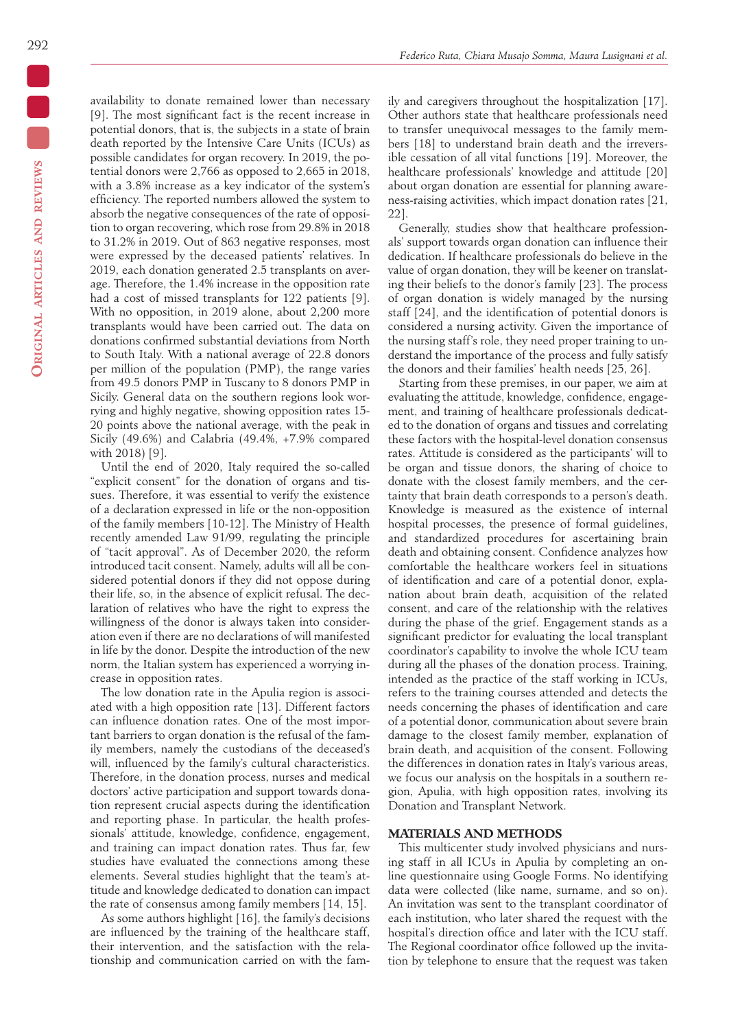availability to donate remained lower than necessary [9]. The most significant fact is the recent increase in potential donors, that is, the subjects in a state of brain death reported by the Intensive Care Units (ICUs) as possible candidates for organ recovery. In 2019, the potential donors were 2,766 as opposed to 2,665 in 2018, with a 3.8% increase as a key indicator of the system's efficiency. The reported numbers allowed the system to absorb the negative consequences of the rate of opposition to organ recovering, which rose from 29.8% in 2018 to 31.2% in 2019. Out of 863 negative responses, most were expressed by the deceased patients' relatives. In 2019, each donation generated 2.5 transplants on average. Therefore, the 1.4% increase in the opposition rate had a cost of missed transplants for 122 patients [9]. With no opposition, in 2019 alone, about 2,200 more transplants would have been carried out. The data on donations confirmed substantial deviations from North to South Italy. With a national average of 22.8 donors per million of the population (PMP), the range varies from 49.5 donors PMP in Tuscany to 8 donors PMP in Sicily. General data on the southern regions look worrying and highly negative, showing opposition rates 15-20 points above the national average, with the peak in Sicily (49.6%) and Calabria (49.4%, +7.9% compared with 2018) [9].

Until the end of 2020, Italy required the so-called "explicit consent" for the donation of organs and tissues. Therefore, it was essential to verify the existence of a declaration expressed in life or the non-opposition of the family members [10-12]. The Ministry of Health recently amended Law 91/99, regulating the principle of "tacit approval". As of December 2020, the reform introduced tacit consent. Namely, adults will all be considered potential donors if they did not oppose during their life, so, in the absence of explicit refusal. The declaration of relatives who have the right to express the willingness of the donor is always taken into consideration even if there are no declarations of will manifested in life by the donor. Despite the introduction of the new norm, the Italian system has experienced a worrying increase in opposition rates.

The low donation rate in the Apulia region is associated with a high opposition rate [13]. Different factors can influence donation rates. One of the most important barriers to organ donation is the refusal of the family members, namely the custodians of the deceased's will, influenced by the family's cultural characteristics. Therefore, in the donation process, nurses and medical doctors' active participation and support towards donation represent crucial aspects during the identification and reporting phase. In particular, the health professionals' attitude, knowledge, confidence, engagement, and training can impact donation rates. Thus far, few studies have evaluated the connections among these elements. Several studies highlight that the team's attitude and knowledge dedicated to donation can impact the rate of consensus among family members [14, 15].

As some authors highlight [16], the family's decisions are influenced by the training of the healthcare staff, their intervention, and the satisfaction with the relationship and communication carried on with the family and caregivers throughout the hospitalization [17]. Other authors state that healthcare professionals need to transfer unequivocal messages to the family members [18] to understand brain death and the irreversible cessation of all vital functions [19]. Moreover, the healthcare professionals' knowledge and attitude [20] about organ donation are essential for planning awareness-raising activities, which impact donation rates [21, 22].

Generally, studies show that healthcare professionals' support towards organ donation can influence their dedication. If healthcare professionals do believe in the value of organ donation, they will be keener on translating their beliefs to the donor's family [23]. The process of organ donation is widely managed by the nursing staff [24], and the identification of potential donors is considered a nursing activity. Given the importance of the nursing staff's role, they need proper training to understand the importance of the process and fully satisfy the donors and their families' health needs [25, 26].

Starting from these premises, in our paper, we aim at evaluating the attitude, knowledge, confidence, engagement, and training of healthcare professionals dedicated to the donation of organs and tissues and correlating these factors with the hospital-level donation consensus rates. Attitude is considered as the participants' will to be organ and tissue donors, the sharing of choice to donate with the closest family members, and the certainty that brain death corresponds to a person's death. Knowledge is measured as the existence of internal hospital processes, the presence of formal guidelines, and standardized procedures for ascertaining brain death and obtaining consent. Confidence analyzes how comfortable the healthcare workers feel in situations of identification and care of a potential donor, explanation about brain death, acquisition of the related consent, and care of the relationship with the relatives during the phase of the grief. Engagement stands as a significant predictor for evaluating the local transplant coordinator's capability to involve the whole ICU team during all the phases of the donation process. Training, intended as the practice of the staff working in ICUs, refers to the training courses attended and detects the needs concerning the phases of identification and care of a potential donor, communication about severe brain damage to the closest family member, explanation of brain death, and acquisition of the consent. Following the differences in donation rates in Italy's various areas, we focus our analysis on the hospitals in a southern region, Apulia, with high opposition rates, involving its Donation and Transplant Network.

## MATERIALS AND METHODS

This multicenter study involved physicians and nursing staff in all ICUs in Apulia by completing an online questionnaire using Google Forms. No identifying data were collected (like name, surname, and so on). An invitation was sent to the transplant coordinator of each institution, who later shared the request with the hospital's direction office and later with the ICU staff. The Regional coordinator office followed up the invitation by telephone to ensure that the request was taken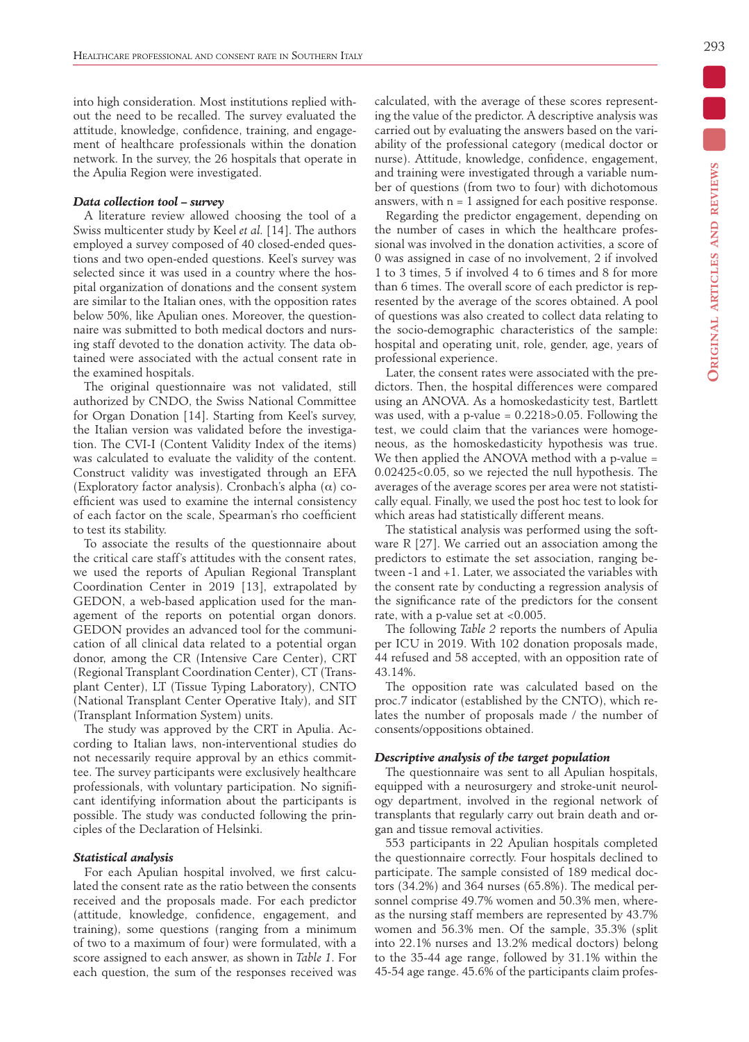into high consideration. Most institutions replied without the need to be recalled. The survey evaluated the attitude, knowledge, confidence, training, and engagement of healthcare professionals within the donation network. In the survey, the 26 hospitals that operate in the Apulia Region were investigated.

### *Data collection tool – survey*

A literature review allowed choosing the tool of a Swiss multicenter study by Keel *et al.* [14]. The authors employed a survey composed of 40 closed-ended questions and two open-ended questions. Keel's survey was selected since it was used in a country where the hospital organization of donations and the consent system are similar to the Italian ones, with the opposition rates below 50%, like Apulian ones. Moreover, the questionnaire was submitted to both medical doctors and nursing staff devoted to the donation activity. The data obtained were associated with the actual consent rate in the examined hospitals.

The original questionnaire was not validated, still authorized by CNDO, the Swiss National Committee for Organ Donation [14]. Starting from Keel's survey, the Italian version was validated before the investigation. The CVI-I (Content Validity Index of the items) was calculated to evaluate the validity of the content. Construct validity was investigated through an EFA (Exploratory factor analysis). Cronbach's alpha (α) coefficient was used to examine the internal consistency of each factor on the scale, Spearman's rho coefficient to test its stability.

To associate the results of the questionnaire about the critical care staff's attitudes with the consent rates, we used the reports of Apulian Regional Transplant Coordination Center in 2019 [13], extrapolated by GEDON, a web-based application used for the management of the reports on potential organ donors. GEDON provides an advanced tool for the communication of all clinical data related to a potential organ donor, among the CR (Intensive Care Center), CRT (Regional Transplant Coordination Center), CT (Transplant Center), LT (Tissue Typing Laboratory), CNTO (National Transplant Center Operative Italy), and SIT (Transplant Information System) units.

The study was approved by the CRT in Apulia. According to Italian laws, non-interventional studies do not necessarily require approval by an ethics committee. The survey participants were exclusively healthcare professionals, with voluntary participation. No significant identifying information about the participants is possible. The study was conducted following the principles of the Declaration of Helsinki.

### *Statistical analysis*

For each Apulian hospital involved, we first calculated the consent rate as the ratio between the consents received and the proposals made. For each predictor (attitude, knowledge, confidence, engagement, and training), some questions (ranging from a minimum of two to a maximum of four) were formulated, with a score assigned to each answer, as shown in *Table 1*. For each question, the sum of the responses received was calculated, with the average of these scores representing the value of the predictor. A descriptive analysis was carried out by evaluating the answers based on the variability of the professional category (medical doctor or nurse). Attitude, knowledge, confidence, engagement, and training were investigated through a variable number of questions (from two to four) with dichotomous answers, with n = 1 assigned for each positive response.

Regarding the predictor engagement, depending on the number of cases in which the healthcare professional was involved in the donation activities, a score of 0 was assigned in case of no involvement, 2 if involved 1 to 3 times, 5 if involved 4 to 6 times and 8 for more than 6 times. The overall score of each predictor is represented by the average of the scores obtained. A pool of questions was also created to collect data relating to the socio-demographic characteristics of the sample: hospital and operating unit, role, gender, age, years of professional experience.

Later, the consent rates were associated with the predictors. Then, the hospital differences were compared using an ANOVA. As a homoskedasticity test, Bartlett was used, with a p-value = 0.2218>0.05. Following the test, we could claim that the variances were homogeneous, as the homoskedasticity hypothesis was true. We then applied the ANOVA method with a p-value = 0.02425<0.05, so we rejected the null hypothesis. The averages of the average scores per area were not statistically equal. Finally, we used the post hoc test to look for which areas had statistically different means.

The statistical analysis was performed using the software R [27]. We carried out an association among the predictors to estimate the set association, ranging between -1 and +1. Later, we associated the variables with the consent rate by conducting a regression analysis of the significance rate of the predictors for the consent rate, with a p-value set at <0.005.

The following *Table 2* reports the numbers of Apulia per ICU in 2019. With 102 donation proposals made, 44 refused and 58 accepted, with an opposition rate of 43.14%.

The opposition rate was calculated based on the proc.7 indicator (established by the CNTO), which relates the number of proposals made / the number of consents/oppositions obtained.

### *Descriptive analysis of the target population*

The questionnaire was sent to all Apulian hospitals, equipped with a neurosurgery and stroke-unit neurology department, involved in the regional network of transplants that regularly carry out brain death and organ and tissue removal activities.

553 participants in 22 Apulian hospitals completed the questionnaire correctly. Four hospitals declined to participate. The sample consisted of 189 medical doctors (34.2%) and 364 nurses (65.8%). The medical personnel comprise 49.7% women and 50.3% men, whereas the nursing staff members are represented by 43.7% women and 56.3% men. Of the sample, 35.3% (split into 22.1% nurses and 13.2% medical doctors) belong to the 35-44 age range, followed by 31.1% within the 45-54 age range. 45.6% of the participants claim profes-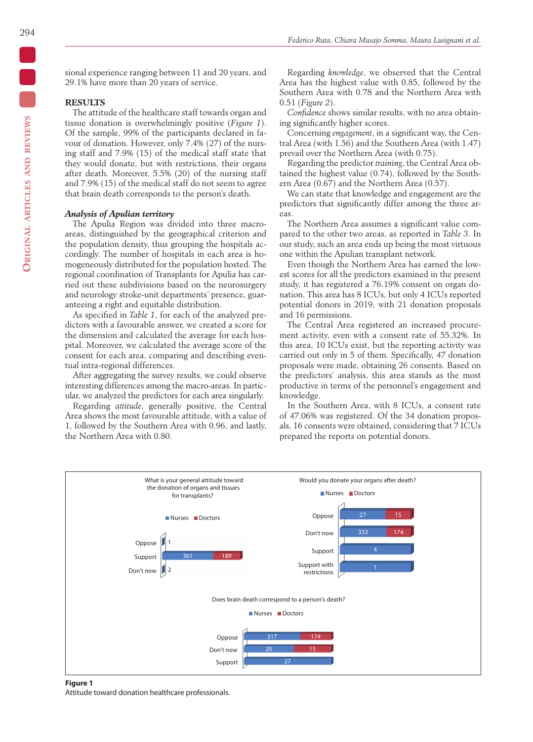sional experience ranging between 11 and 20 years, and 29.1% have more than 20 years of service.

## RESULTS

The attitude of the healthcare staff towards organ and tissue donation is overwhelmingly positive (*Figure 1*). Of the sample, 99% of the participants declared in favour of donation. However, only 7.4% (27) of the nursing staff and 7.9% (15) of the medical staff state that they would donate, but with restrictions, their organs after death. Moreover, 5.5% (20) of the nursing staff and 7.9% (15) of the medical staff do not seem to agree that brain death corresponds to the person's death.

### *Analysis of Apulian territory*

The Apulia Region was divided into three macro-areas, distinguished by the geographical criterion and the population density, thus grouping the hospitals accordingly. The number of hospitals in each area is homogeneously distributed for the population hosted. The regional coordination of Transplants for Apulia has carried out these subdivisions based on the neurosurgery and neurology stroke-unit departments' presence, guaranteeing a right and equitable distribution.

As specified in *Table 1*, for each of the analyzed predictors with a favourable answer, we created a score for the dimension and calculated the average for each hospital. Moreover, we calculated the average score of the consent for each area, comparing and describing eventual intra-regional differences.

After aggregating the survey results, we could observe interesting differences among the macro-areas. In particular, we analyzed the predictors for each area singularly.

Regarding *attitude*, generally positive, the Central Area shows the most favourable attitude, with a value of 1, followed by the Southern Area with 0.96, and lastly, the Northern Area with 0.80.

Regarding *knowledge*, we observed that the Central Area has the highest value with 0.85, followed by the Southern Area with 0.78 and the Northern Area with 0.51 (*Figure 2*).

*Confidence* shows similar results, with no area obtaining significantly higher scores.

Concerning *engagement*, in a significant way, the Central Area (with 1.56) and the Southern Area (with 1.47) prevail over the Northern Area (with 0.75).

Regarding the predictor *training*, the Central Area obtained the highest value (0.74), followed by the Southern Area (0.67) and the Northern Area (0.57).

We can state that knowledge and engagement are the predictors that significantly differ among the three areas.

The Northern Area assumes a significant value compared to the other two areas, as reported in *Table 3*. In our study, such an area ends up being the most virtuous one within the Apulian transplant network.

Even though the Northern Area has earned the lowest scores for all the predictors examined in the present study, it has registered a 76.19% consent on organ donation. This area has 8 ICUs, but only 4 ICUs reported potential donors in 2019, with 21 donation proposals and 16 permissions.

The Central Area registered an increased procurement activity, even with a consent rate of 55.32%. In this area, 10 ICUs exist, but the reporting activity was carried out only in 5 of them. Specifically, 47 donation proposals were made, obtaining 26 consents. Based on the predictors' analysis, this area stands as the most productive in terms of the personnel's engagement and knowledge.

In the Southern Area, with 8 ICUs, a consent rate of 47.06% was registered. Of the 34 donation proposals, 16 consents were obtained, considering that 7 ICUs prepared the reports on potential donors.

**Figure 1**
Attitude toward donation healthcare professionals.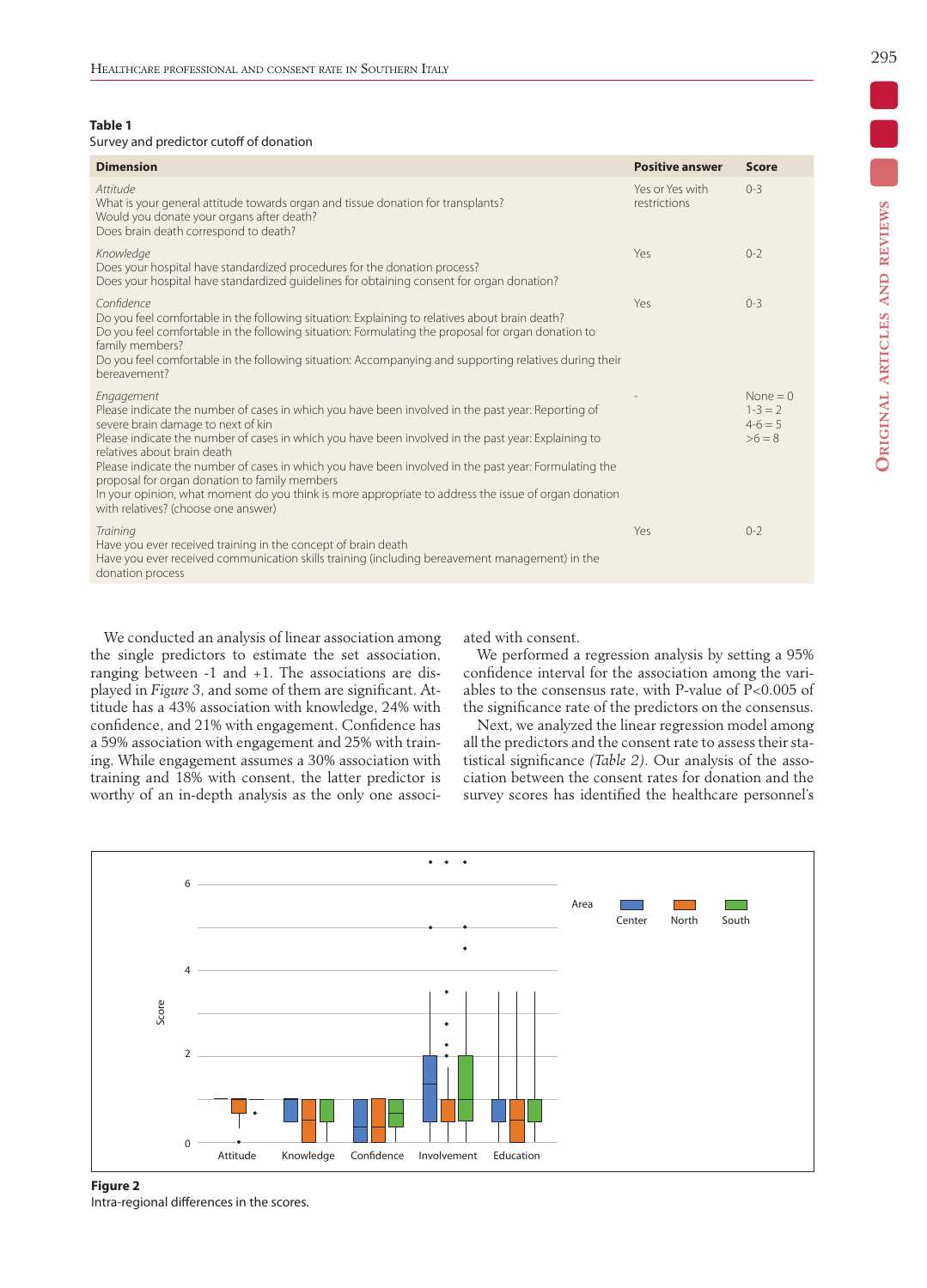**Table 1**
Survey and predictor cutoff of donation

| Dimension | Positive answer | Score |
|---|---|---|
| *Attitude*<br>What is your general attitude towards organ and tissue donation for transplants?<br>Would you donate your organs after death?<br>Does brain death correspond to death? | Yes or Yes with restrictions | 0-3 |
| *Knowledge*<br>Does your hospital have standardized procedures for the donation process?<br>Does your hospital have standardized guidelines for obtaining consent for organ donation? | Yes | 0-2 |
| *Confidence*<br>Do you feel comfortable in the following situation: Explaining to relatives about brain death?<br>Do you feel comfortable in the following situation: Formulating the proposal for organ donation to family members?<br>Do you feel comfortable in the following situation: Accompanying and supporting relatives during their bereavement? | Yes | 0-3 |
| *Engagement*<br>Please indicate the number of cases in which you have been involved in the past year: Reporting of severe brain damage to next of kin<br>Please indicate the number of cases in which you have been involved in the past year: Explaining to relatives about brain death<br>Please indicate the number of cases in which you have been involved in the past year: Formulating the proposal for organ donation to family members<br>In your opinion, what moment do you think is more appropriate to address the issue of organ donation with relatives? (choose one answer) | - | None = 0<br>1-3 = 2<br>4-6 = 5<br>>6 = 8 |
| *Training*<br>Have you ever received training in the concept of brain death<br>Have you ever received communication skills training (including bereavement management) in the donation process | Yes | 0-2 |

We conducted an analysis of linear association among the single predictors to estimate the set association, ranging between -1 and +1. The associations are displayed in *Figure 3*, and some of them are significant. Attitude has a 43% association with knowledge, 24% with confidence, and 21% with engagement. Confidence has a 59% association with engagement and 25% with training. While engagement assumes a 30% association with training and 18% with consent, the latter predictor is worthy of an in-depth analysis as the only one associated with consent.

We performed a regression analysis by setting a 95% confidence interval for the association among the variables to the consensus rate, with P-value of P<0.005 of the significance rate of the predictors on the consensus.

Next, we analyzed the linear regression model among all the predictors and the consent rate to assess their statistical significance *(Table 2)*. Our analysis of the association between the consent rates for donation and the survey scores has identified the healthcare personnel's

**Figure 2**
Intra-regional differences in the scores.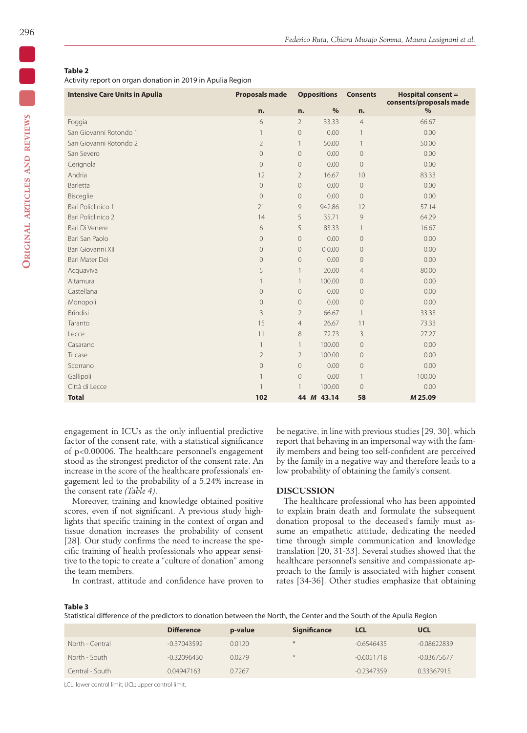**Table 2**
Activity report on organ donation in 2019 in Apulia Region

| Intensive Care Units in Apulia | Proposals made | Oppositions | | Consents | Hospital consent = consents/proposals made |
|---|---|---|---|---|---|
| | n. | n. | % | n. | % |
| Foggia | 6 | 2 | 33.33 | 4 | 66.67 |
| San Giovanni Rotondo 1 | 1 | 0 | 0.00 | 1 | 0.00 |
| San Giovanni Rotondo 2 | 2 | 1 | 50.00 | 1 | 50.00 |
| San Severo | 0 | 0 | 0.00 | 0 | 0.00 |
| Cerignola | 0 | 0 | 0.00 | 0 | 0.00 |
| Andria | 12 | 2 | 16.67 | 10 | 83.33 |
| Barletta | 0 | 0 | 0.00 | 0 | 0.00 |
| Bisceglie | 0 | 0 | 0.00 | 0 | 0.00 |
| Bari Policlinico 1 | 21 | 9 | 942.86 | 12 | 57.14 |
| Bari Policlinico 2 | 14 | 5 | 35.71 | 9 | 64.29 |
| Bari Di Venere | 6 | 5 | 83.33 | 1 | 16.67 |
| Bari San Paolo | 0 | 0 | 0.00 | 0 | 0.00 |
| Bari Giovanni XII | 0 | 0 | 0 0.00 | 0 | 0.00 |
| Bari Mater Dei | 0 | 0 | 0.00 | 0 | 0.00 |
| Acquaviva | 5 | 1 | 20.00 | 4 | 80.00 |
| Altamura | 1 | 1 | 100.00 | 0 | 0.00 |
| Castellana | 0 | 0 | 0.00 | 0 | 0.00 |
| Monopoli | 0 | 0 | 0.00 | 0 | 0.00 |
| Brindisi | 3 | 2 | 66.67 | 1 | 33.33 |
| Taranto | 15 | 4 | 26.67 | 11 | 73.33 |
| Lecce | 11 | 8 | 72.73 | 3 | 27.27 |
| Casarano | 1 | 1 | 100.00 | 0 | 0.00 |
| Tricase | 2 | 2 | 100.00 | 0 | 0.00 |
| Scorrano | 0 | 0 | 0.00 | 0 | 0.00 |
| Gallipoli | 1 | 0 | 0.00 | 1 | 100.00 |
| Città di Lecce | 1 | 1 | 100.00 | 0 | 0.00 |
| **Total** | **102** | **44** | ***M* 43.14** | **58** | ***M* 25.09** |

engagement in ICUs as the only influential predictive factor of the consent rate, with a statistical significance of p<0.00006. The healthcare personnel's engagement stood as the strongest predictor of the consent rate. An increase in the score of the healthcare professionals' engagement led to the probability of a 5.24% increase in the consent rate *(Table 4)*.

Moreover, training and knowledge obtained positive scores, even if not significant. A previous study highlights that specific training in the context of organ and tissue donation increases the probability of consent [28]. Our study confirms the need to increase the specific training of health professionals who appear sensitive to the topic to create a "culture of donation" among the team members.

In contrast, attitude and confidence have proven to be negative, in line with previous studies [29, 30], which report that behaving in an impersonal way with the family members and being too self-confident are perceived by the family in a negative way and therefore leads to a low probability of obtaining the family's consent.

## DISCUSSION

The healthcare professional who has been appointed to explain brain death and formulate the subsequent donation proposal to the deceased's family must assume an empathetic attitude, dedicating the needed time through simple communication and knowledge translation [20, 31-33]. Several studies showed that the healthcare personnel's sensitive and compassionate approach to the family is associated with higher consent rates [34-36]. Other studies emphasize that obtaining

**Table 3**
Statistical difference of the predictors to donation between the North, the Center and the South of the Apulia Region

| | Difference | p-value | Significance | LCL | UCL |
|---|---|---|---|---|---|
| North - Central | -0.37043592 | 0.0120 | * | -0.6546435 | -0.08622839 |
| North - South | -0.32096430 | 0.0279 | * | -0.6051718 | -0.03675677 |
| Central - South | 0.04947163 | 0.7267 | | -0.2347359 | 0.33367915 |

LCL: lower control limit; UCL: upper control limit.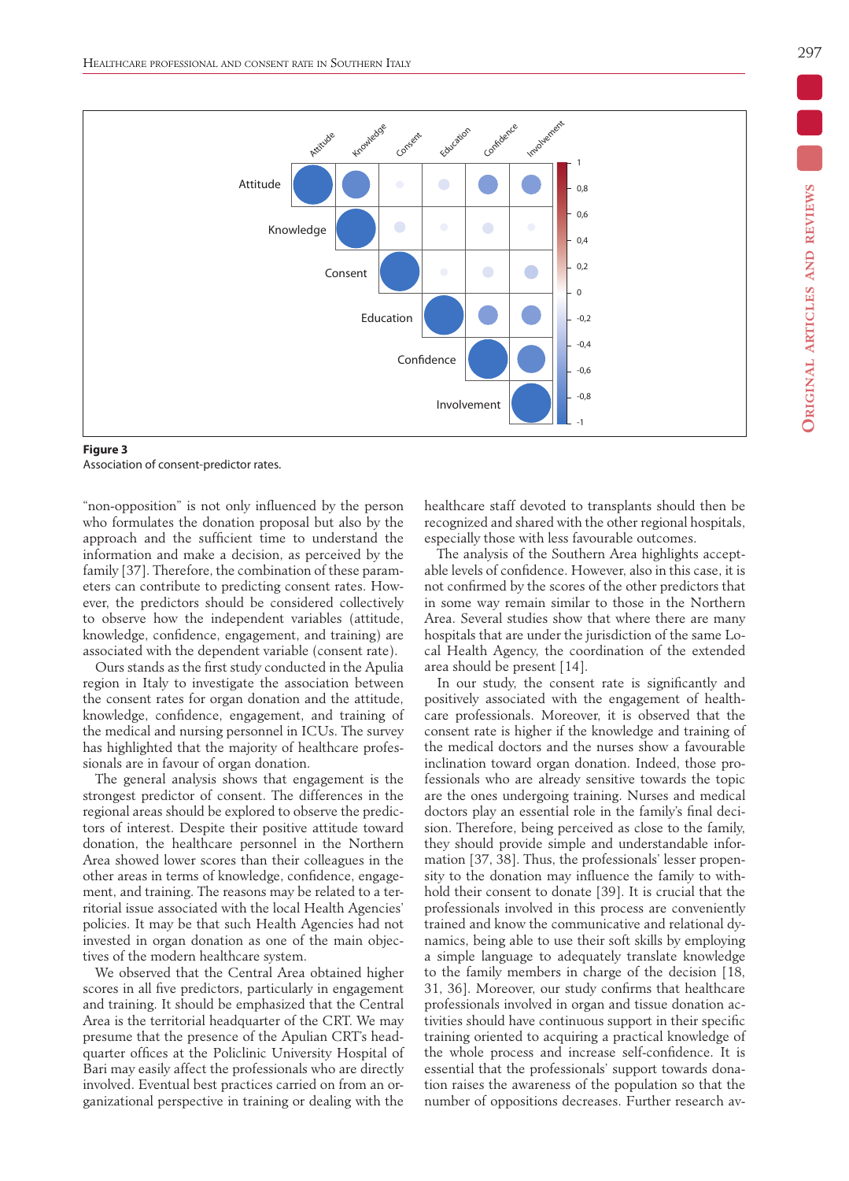**Figure 3**
Association of consent-predictor rates.

"non-opposition" is not only influenced by the person who formulates the donation proposal but also by the approach and the sufficient time to understand the information and make a decision, as perceived by the family [37]. Therefore, the combination of these parameters can contribute to predicting consent rates. However, the predictors should be considered collectively to observe how the independent variables (attitude, knowledge, confidence, engagement, and training) are associated with the dependent variable (consent rate).

Ours stands as the first study conducted in the Apulia region in Italy to investigate the association between the consent rates for organ donation and the attitude, knowledge, confidence, engagement, and training of the medical and nursing personnel in ICUs. The survey has highlighted that the majority of healthcare professionals are in favour of organ donation.

The general analysis shows that engagement is the strongest predictor of consent. The differences in the regional areas should be explored to observe the predictors of interest. Despite their positive attitude toward donation, the healthcare personnel in the Northern Area showed lower scores than their colleagues in the other areas in terms of knowledge, confidence, engagement, and training. The reasons may be related to a territorial issue associated with the local Health Agencies' policies. It may be that such Health Agencies had not invested in organ donation as one of the main objectives of the modern healthcare system.

We observed that the Central Area obtained higher scores in all five predictors, particularly in engagement and training. It should be emphasized that the Central Area is the territorial headquarter of the CRT. We may presume that the presence of the Apulian CRT's headquarter offices at the Policlinic University Hospital of Bari may easily affect the professionals who are directly involved. Eventual best practices carried on from an organizational perspective in training or dealing with the healthcare staff devoted to transplants should then be recognized and shared with the other regional hospitals, especially those with less favourable outcomes.

The analysis of the Southern Area highlights acceptable levels of confidence. However, also in this case, it is not confirmed by the scores of the other predictors that in some way remain similar to those in the Northern Area. Several studies show that where there are many hospitals that are under the jurisdiction of the same Local Health Agency, the coordination of the extended area should be present [14].

In our study, the consent rate is significantly and positively associated with the engagement of healthcare professionals. Moreover, it is observed that the consent rate is higher if the knowledge and training of the medical doctors and the nurses show a favourable inclination toward organ donation. Indeed, those professionals who are already sensitive towards the topic are the ones undergoing training. Nurses and medical doctors play an essential role in the family's final decision. Therefore, being perceived as close to the family, they should provide simple and understandable information [37, 38]. Thus, the professionals' lesser propensity to the donation may influence the family to withhold their consent to donate [39]. It is crucial that the professionals involved in this process are conveniently trained and know the communicative and relational dynamics, being able to use their soft skills by employing a simple language to adequately translate knowledge to the family members in charge of the decision [18, 31, 36]. Moreover, our study confirms that healthcare professionals involved in organ and tissue donation activities should have continuous support in their specific training oriented to acquiring a practical knowledge of the whole process and increase self-confidence. It is essential that the professionals' support towards donation raises the awareness of the population so that the number of oppositions decreases. Further research av-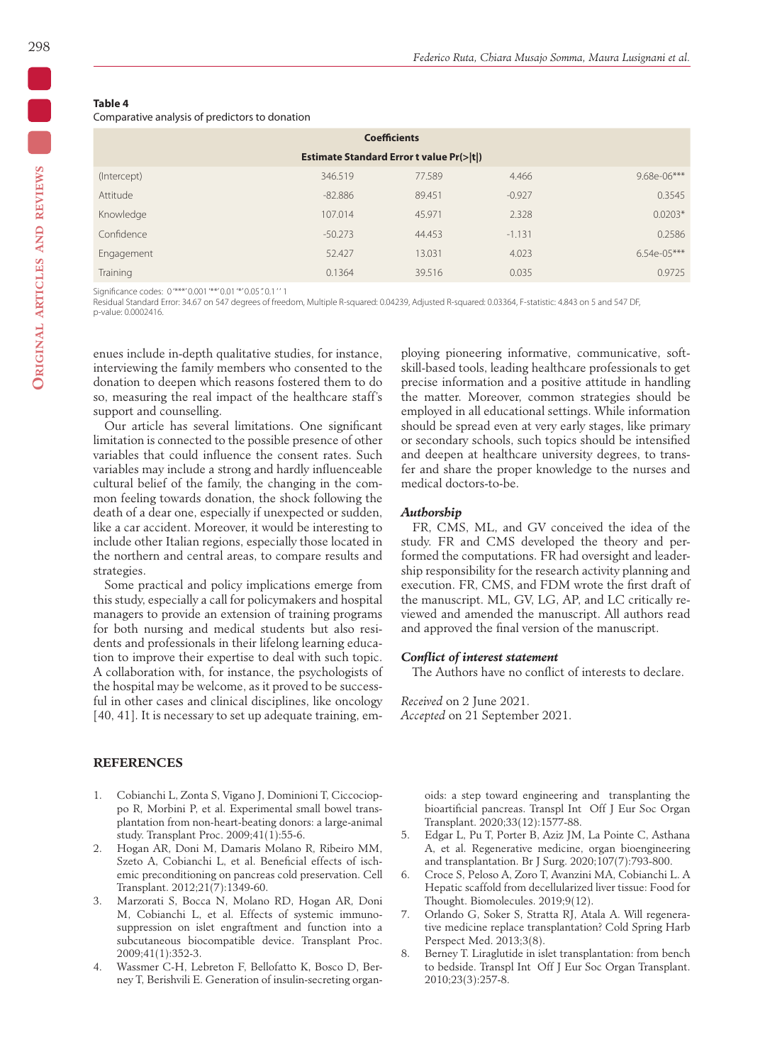**Table 4**
Comparative analysis of predictors to donation

| Coefficients | | | | |
|---|---|---|---|---|
| | Estimate | Standard Error | t value | Pr(>\|t\|) |
| (Intercept) | 346.519 | 77.589 | 4.466 | 9.68e-06*** |
| Attitude | -82.886 | 89.451 | -0.927 | 0.3545 |
| Knowledge | 107.014 | 45.971 | 2.328 | 0.0203* |
| Confidence | -50.273 | 44.453 | -1.131 | 0.2586 |
| Engagement | 52.427 | 13.031 | 4.023 | 6.54e-05*** |
| Training | 0.1364 | 39.516 | 0.035 | 0.9725 |

Significance codes: 0 '***' 0.001 '**' 0.01 '*' 0.05 '.' 0.1 ' ' 1
Residual Standard Error: 34.67 on 547 degrees of freedom, Multiple R-squared: 0.04239, Adjusted R-squared: 0.03364, F-statistic: 4.843 on 5 and 547 DF, p-value: 0.0002416.

enues include in-depth qualitative studies, for instance, interviewing the family members who consented to the donation to deepen which reasons fostered them to do so, measuring the real impact of the healthcare staff's support and counselling.

Our article has several limitations. One significant limitation is connected to the possible presence of other variables that could influence the consent rates. Such variables may include a strong and hardly influenceable cultural belief of the family, the changing in the common feeling towards donation, the shock following the death of a dear one, especially if unexpected or sudden, like a car accident. Moreover, it would be interesting to include other Italian regions, especially those located in the northern and central areas, to compare results and strategies.

Some practical and policy implications emerge from this study, especially a call for policymakers and hospital managers to provide an extension of training programs for both nursing and medical students but also residents and professionals in their lifelong learning education to improve their expertise to deal with such topic. A collaboration with, for instance, the psychologists of the hospital may be welcome, as it proved to be successful in other cases and clinical disciplines, like oncology [40, 41]. It is necessary to set up adequate training, employing pioneering informative, communicative, soft-skill-based tools, leading healthcare professionals to get precise information and a positive attitude in handling the matter. Moreover, common strategies should be employed in all educational settings. While information should be spread even at very early stages, like primary or secondary schools, such topics should be intensified and deepen at healthcare university degrees, to transfer and share the proper knowledge to the nurses and medical doctors-to-be.

### *Authorship*

FR, CMS, ML, and GV conceived the idea of the study. FR and CMS developed the theory and performed the computations. FR had oversight and leadership responsibility for the research activity planning and execution. FR, CMS, and FDM wrote the first draft of the manuscript. ML, GV, LG, AP, and LC critically reviewed and amended the manuscript. All authors read and approved the final version of the manuscript.

### *Conflict of interest statement*

The Authors have no conflict of interests to declare.

*Received* on 2 June 2021.
*Accepted* on 21 September 2021.

## REFERENCES

1. Cobianchi L, Zonta S, Vigano J, Dominioni T, Ciccocioppo R, Morbini P, et al. Experimental small bowel transplantation from non-heart-beating donors: a large-animal study. Transplant Proc. 2009;41(1):55-6.
2. Hogan AR, Doni M, Damaris Molano R, Ribeiro MM, Szeto A, Cobianchi L, et al. Beneficial effects of ischemic preconditioning on pancreas cold preservation. Cell Transplant. 2012;21(7):1349-60.
3. Marzorati S, Bocca N, Molano RD, Hogan AR, Doni M, Cobianchi L, et al. Effects of systemic immunosuppression on islet engraftment and function into a subcutaneous biocompatible device. Transplant Proc. 2009;41(1):352-3.
4. Wassmer C-H, Lebreton F, Bellofatto K, Bosco D, Berney T, Berishvili E. Generation of insulin-secreting organoids: a step toward engineering and transplanting the bioartificial pancreas. Transpl Int Off J Eur Soc Organ Transplant. 2020;33(12):1577-88.
5. Edgar L, Pu T, Porter B, Aziz JM, La Pointe C, Asthana A, et al. Regenerative medicine, organ bioengineering and transplantation. Br J Surg. 2020;107(7):793-800.
6. Croce S, Peloso A, Zoro T, Avanzini MA, Cobianchi L. A Hepatic scaffold from decellularized liver tissue: Food for Thought. Biomolecules. 2019;9(12).
7. Orlando G, Soker S, Stratta RJ, Atala A. Will regenerative medicine replace transplantation? Cold Spring Harb Perspect Med. 2013;3(8).
8. Berney T. Liraglutide in islet transplantation: from bench to bedside. Transpl Int Off J Eur Soc Organ Transplant. 2010;23(3):257-8.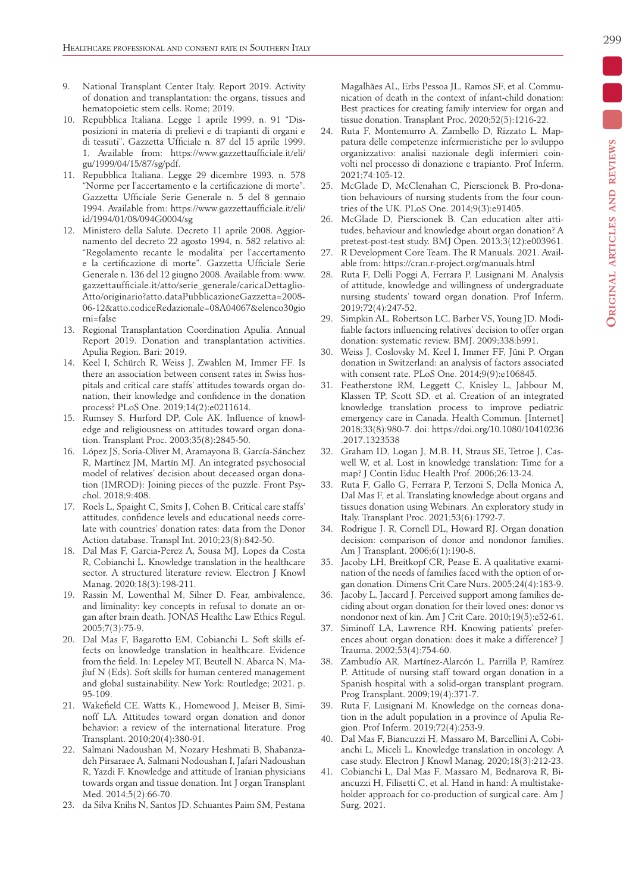9. National Transplant Center Italy. Report 2019. Activity of donation and transplantation: the organs, tissues and hematopoietic stem cells. Rome; 2019.
10. Repubblica Italiana. Legge 1 aprile 1999, n. 91 "Disposizioni in materia di prelievi e di trapianti di organi e di tessuti". Gazzetta Ufficiale n. 87 del 15 aprile 1999. 1. Available from: https://www.gazzettaufficiale.it/eli/gu/1999/04/15/87/sg/pdf.
11. Repubblica Italiana. Legge 29 dicembre 1993, n. 578 "Norme per l'accertamento e la certificazione di morte". Gazzetta Ufficiale Serie Generale n. 5 del 8 gennaio 1994. Available from: https://www.gazzettaufficiale.it/eli/id/1994/01/08/094G0004/sg
12. Ministero della Salute. Decreto 11 aprile 2008. Aggiornamento del decreto 22 agosto 1994, n. 582 relativo al: "Regolamento recante le modalita' per l'accertamento e la certificazione di morte". Gazzetta Ufficiale Serie Generale n. 136 del 12 giugno 2008. Available from: www.gazzettaufficiale.it/atto/serie_generale/caricaDettaglioAtto/originario?atto.dataPubblicazioneGazzetta=2008-06-12&atto.codiceRedazionale=08A04067&elenco30giorni=false
13. Regional Transplantation Coordination Apulia. Annual Report 2019. Donation and transplantation activities. Apulia Region. Bari; 2019.
14. Keel I, Schürch R, Weiss J, Zwahlen M, Immer FF. Is there an association between consent rates in Swiss hospitals and critical care staffs' attitudes towards organ donation, their knowledge and confidence in the donation process? PLoS One. 2019;14(2):e0211614.
15. Rumsey S, Hurford DP, Cole AK. Influence of knowledge and religiousness on attitudes toward organ donation. Transplant Proc. 2003;35(8):2845-50.
16. López JS, Soria-Oliver M, Aramayona B, García-Sánchez R, Martínez JM, Martín MJ. An integrated psychosocial model of relatives' decision about deceased organ donation (IMROD): Joining pieces of the puzzle. Front Psychol. 2018;9:408.
17. Roels L, Spaight C, Smits J, Cohen B. Critical care staffs' attitudes, confidence levels and educational needs correlate with countries' donation rates: data from the Donor Action database. Transpl Int. 2010;23(8):842-50.
18. Dal Mas F, Garcia-Perez A, Sousa MJ, Lopes da Costa R, Cobianchi L. Knowledge translation in the healthcare sector. A structured literature review. Electron J Knowl Manag. 2020;18(3):198-211.
19. Rassin M, Lowenthal M, Silner D. Fear, ambivalence, and liminality: key concepts in refusal to donate an organ after brain death. JONAS Healthc Law Ethics Regul. 2005;7(3):75-9.
20. Dal Mas F, Bagarotto EM, Cobianchi L. Soft skills effects on knowledge translation in healthcare. Evidence from the field. In: Lepeley MT, Beutell N, Abarca N, Majluf N (Eds). Soft skills for human centered management and global sustainability. New York: Routledge; 2021. p. 95-109.
21. Wakefield CE, Watts K., Homewood J, Meiser B, Siminoff LA. Attitudes toward organ donation and donor behavior: a review of the international literature. Prog Transplant. 2010;20(4):380-91.
22. Salmani Nadoushan M, Nozary Heshmati B, Shabanzadeh Pirsaraee A, Salmani Nodoushan I, Jafari Nadoushan R, Yazdi F. Knowledge and attitude of Iranian physicians towards organ and tissue donation. Int J organ Transplant Med. 2014;5(2):66-70.
23. da Silva Knihs N, Santos JD, Schuantes Paim SM, Pestana Magalhães AL, Erbs Pessoa JL, Ramos SF, et al. Communication of death in the context of infant-child donation: Best practices for creating family interview for organ and tissue donation. Transplant Proc. 2020;52(5):1216-22.
24. Ruta F, Montemurro A, Zambello D, Rizzato L. Mappatura delle competenze infermieristiche per lo sviluppo organizzativo: analisi nazionale degli infermieri coinvolti nel processo di donazione e trapianto. Prof Inferm. 2021;74:105-12.
25. McGlade D, McClenahan C, Pierscionek B. Pro-donation behaviours of nursing students from the four countries of the UK. PLoS One. 2014;9(3):e91405.
26. McGlade D, Pierscionek B. Can education alter attitudes, behaviour and knowledge about organ donation? A pretest-post-test study. BMJ Open. 2013;3(12):e003961.
27. R Development Core Team. The R Manuals. 2021. Available from: https://cran.r-project.org/manuals.html
28. Ruta F, Delli Poggi A, Ferrara P, Lusignani M. Analysis of attitude, knowledge and willingness of undergraduate nursing students' toward organ donation. Prof Inferm. 2019;72(4):247-52.
29. Simpkin AL, Robertson LC, Barber VS, Young JD. Modifiable factors influencing relatives' decision to offer organ donation: systematic review. BMJ. 2009;338:b991.
30. Weiss J, Coslovsky M, Keel I, Immer FF, Jüni P. Organ donation in Switzerland: an analysis of factors associated with consent rate. PLoS One. 2014;9(9):e106845.
31. Featherstone RM, Leggett C, Knisley L, Jabbour M, Klassen TP, Scott SD, et al. Creation of an integrated knowledge translation process to improve pediatric emergency care in Canada. Health Commun. [Internet] 2018;33(8):980-7. doi: https://doi.org/10.1080/10410236.2017.1323538
32. Graham ID, Logan J, M.B. H, Straus SE, Tetroe J, Caswell W, et al. Lost in knowledge translation: Time for a map? J Contin Educ Health Prof. 2006;26:13-24.
33. Ruta F, Gallo G, Ferrara P, Terzoni S, Della Monica A, Dal Mas F, et al. Translating knowledge about organs and tissues donation using Webinars. An exploratory study in Italy. Transplant Proc. 2021;53(6):1792-7.
34. Rodrigue J. R, Cornell DL, Howard RJ. Organ donation decision: comparison of donor and nondonor families. Am J Transplant. 2006;6(1):190-8.
35. Jacoby LH, Breitkopf CR, Pease E. A qualitative examination of the needs of families faced with the option of organ donation. Dimens Crit Care Nurs. 2005;24(4):183-9.
36. Jacoby L, Jaccard J. Perceived support among families deciding about organ donation for their loved ones: donor vs nondonor next of kin. Am J Crit Care. 2010;19(5):e52-61.
37. Siminoff LA, Lawrence RH. Knowing patients' preferences about organ donation: does it make a difference? J Trauma. 2002;53(4):754-60.
38. Zambudío AR, Martínez-Alarcón L, Parrilla P, Ramírez P. Attitude of nursing staff toward organ donation in a Spanish hospital with a solid-organ transplant program. Prog Transplant. 2009;19(4):371-7.
39. Ruta F, Lusignani M. Knowledge on the corneas donation in the adult population in a province of Apulia Region. Prof Inferm. 2019;72(4):253-9.
40. Dal Mas F, Biancuzzi H, Massaro M, Barcellini A, Cobianchi L, Miceli L. Knowledge translation in oncology. A case study. Electron J Knowl Manag. 2020;18(3):212-23.
41. Cobianchi L, Dal Mas F, Massaro M, Bednarova R, Biancuzzi H, Filisetti C, et al. Hand in hand: A multistakeholder approach for co-production of surgical care. Am J Surg. 2021.